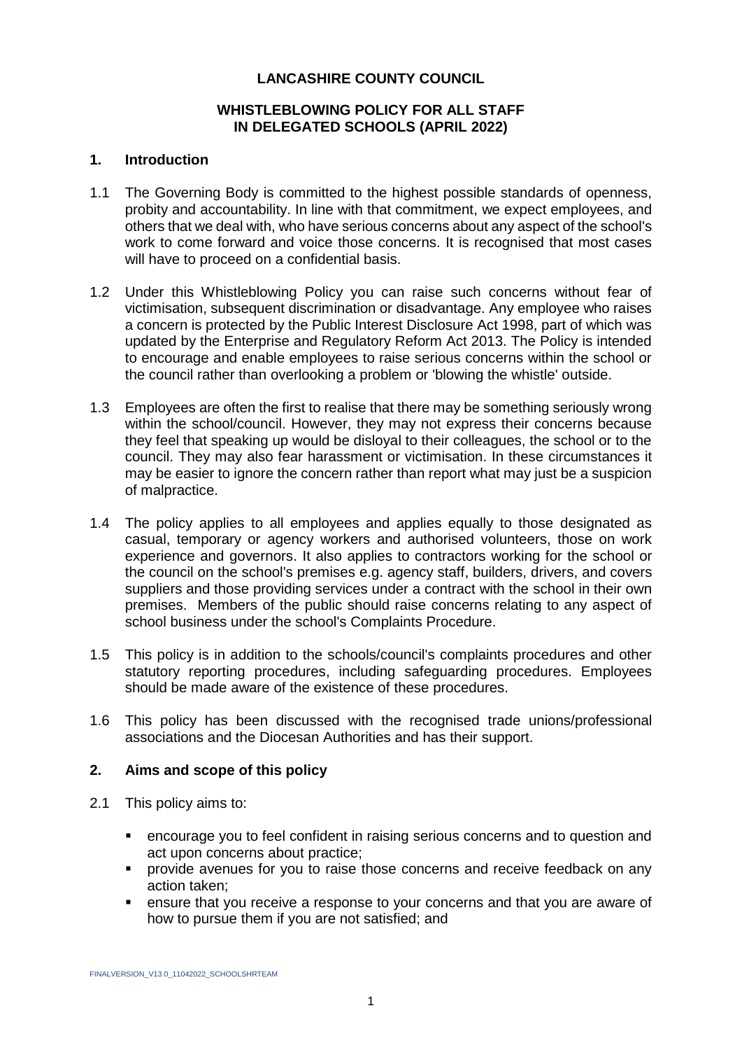# LANCASHIRE COUNTY COUNCIL

## WHISTLEBLOWING POLICY FOR ALL STAFF IN DELEGATED SCHOOLS (APRIL 2022)

## 1. Introduction

1.1 The Governing Body is committed to the highest possible standards of openness, probity and accountability. In line with that commitment, we expect employees, and others that we deal with, who have serious concerns about any aspect of the school's work to come forward and voice those concerns. It is recognised that most cases will have to proceed on a confidential basis.

1.2 Under this Whistleblowing Policy you can raise such concerns without fear of victimisation, subsequent discrimination or disadvantage. Any employee who raises a concern is protected by the Public Interest Disclosure Act 1998, part of which was updated by the Enterprise and Regulatory Reform Act 2013. The Policy is intended to encourage and enable employees to raise serious concerns within the school or the council rather than overlooking a problem or 'blowing the whistle' outside.

1.3 Employees are often the first to realise that there may be something seriously wrong within the school/council. However, they may not express their concerns because they feel that speaking up would be disloyal to their colleagues, the school or to the council. They may also fear harassment or victimisation. In these circumstances it may be easier to ignore the concern rather than report what may just be a suspicion of malpractice.

1.4 The policy applies to all employees and applies equally to those designated as casual, temporary or agency workers and authorised volunteers, those on work experience and governors. It also applies to contractors working for the school or the council on the school's premises e.g. agency staff, builders, drivers, and covers suppliers and those providing services under a contract with the school in their own premises. Members of the public should raise concerns relating to any aspect of school business under the school's Complaints Procedure.

1.5 This policy is in addition to the schools/council's complaints procedures and other statutory reporting procedures, including safeguarding procedures. Employees should be made aware of the existence of these procedures.

1.6 This policy has been discussed with the recognised trade unions/professional associations and the Diocesan Authorities and has their support.

## 2. Aims and scope of this policy

2.1 This policy aims to:

- encourage you to feel confident in raising serious concerns and to question and act upon concerns about practice;
- provide avenues for you to raise those concerns and receive feedback on any action taken;
- ensure that you receive a response to your concerns and that you are aware of how to pursue them if you are not satisfied; and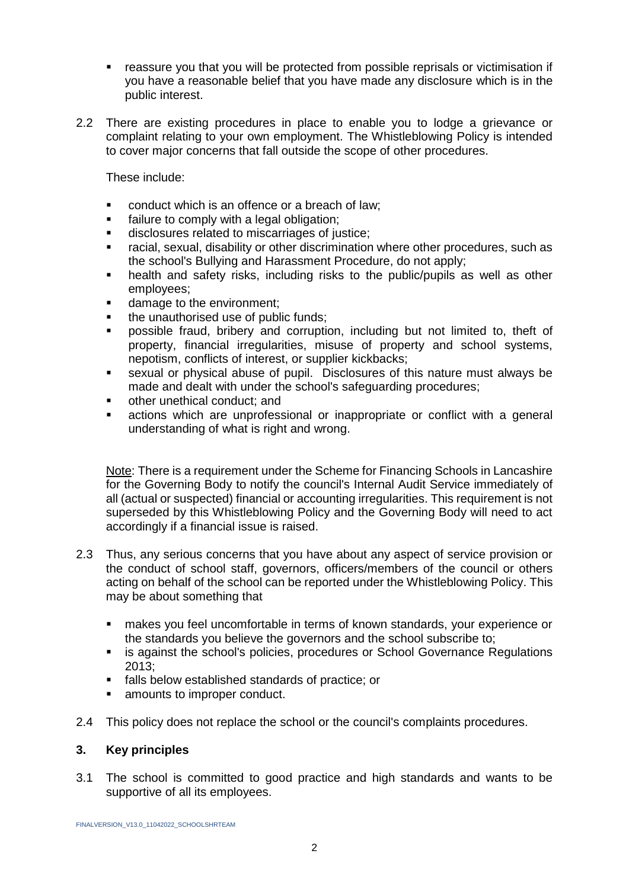- reassure you that you will be protected from possible reprisals or victimisation if you have a reasonable belief that you have made any disclosure which is in the public interest.

2.2 There are existing procedures in place to enable you to lodge a grievance or complaint relating to your own employment. The Whistleblowing Policy is intended to cover major concerns that fall outside the scope of other procedures.

These include:

- conduct which is an offence or a breach of law;
- failure to comply with a legal obligation;
- disclosures related to miscarriages of justice;
- racial, sexual, disability or other discrimination where other procedures, such as the school's Bullying and Harassment Procedure, do not apply;
- health and safety risks, including risks to the public/pupils as well as other employees;
- damage to the environment;
- the unauthorised use of public funds;
- possible fraud, bribery and corruption, including but not limited to, theft of property, financial irregularities, misuse of property and school systems, nepotism, conflicts of interest, or supplier kickbacks;
- sexual or physical abuse of pupil. Disclosures of this nature must always be made and dealt with under the school's safeguarding procedures;
- other unethical conduct; and
- actions which are unprofessional or inappropriate or conflict with a general understanding of what is right and wrong.

Note: There is a requirement under the Scheme for Financing Schools in Lancashire for the Governing Body to notify the council's Internal Audit Service immediately of all (actual or suspected) financial or accounting irregularities. This requirement is not superseded by this Whistleblowing Policy and the Governing Body will need to act accordingly if a financial issue is raised.

2.3 Thus, any serious concerns that you have about any aspect of service provision or the conduct of school staff, governors, officers/members of the council or others acting on behalf of the school can be reported under the Whistleblowing Policy. This may be about something that

- makes you feel uncomfortable in terms of known standards, your experience or the standards you believe the governors and the school subscribe to;
- is against the school's policies, procedures or School Governance Regulations 2013;
- falls below established standards of practice; or
- amounts to improper conduct.

2.4 This policy does not replace the school or the council's complaints procedures.

## 3. Key principles

3.1 The school is committed to good practice and high standards and wants to be supportive of all its employees.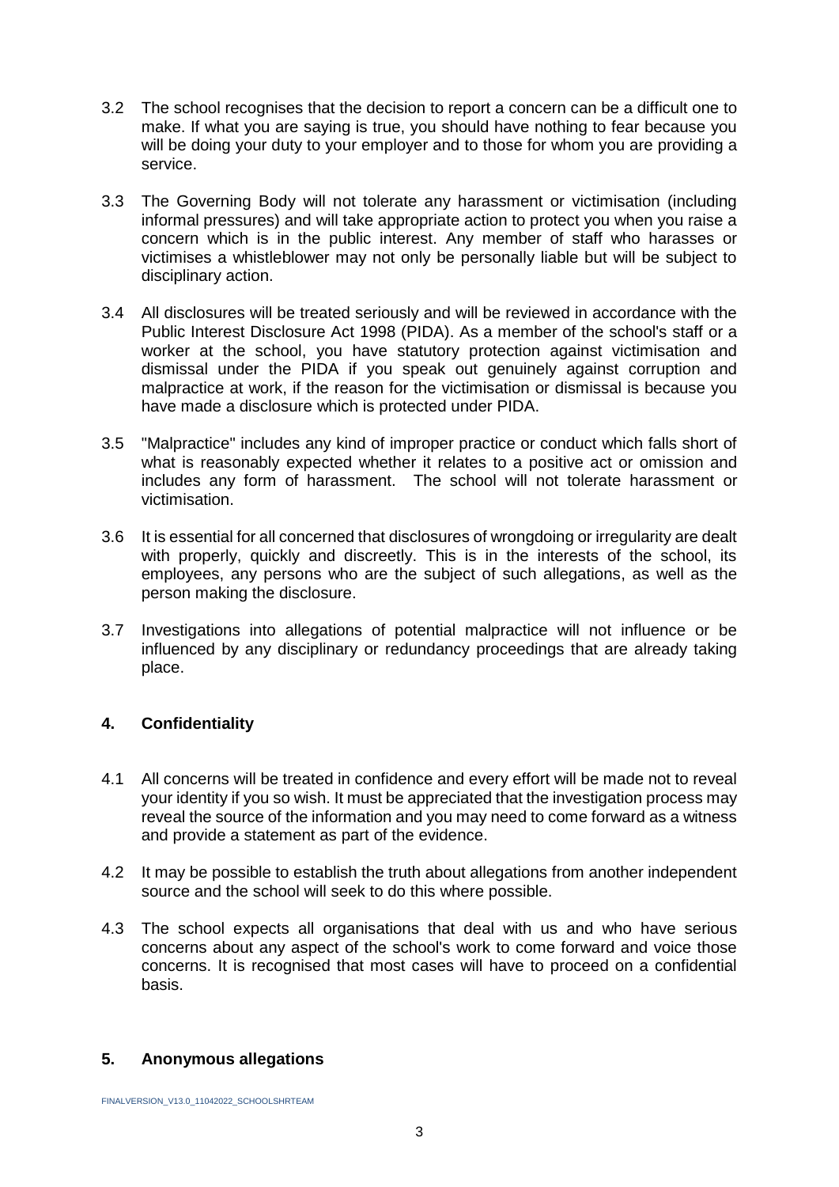3.2 The school recognises that the decision to report a concern can be a difficult one to make. If what you are saying is true, you should have nothing to fear because you will be doing your duty to your employer and to those for whom you are providing a service.

3.3 The Governing Body will not tolerate any harassment or victimisation (including informal pressures) and will take appropriate action to protect you when you raise a concern which is in the public interest. Any member of staff who harasses or victimises a whistleblower may not only be personally liable but will be subject to disciplinary action.

3.4 All disclosures will be treated seriously and will be reviewed in accordance with the Public Interest Disclosure Act 1998 (PIDA). As a member of the school's staff or a worker at the school, you have statutory protection against victimisation and dismissal under the PIDA if you speak out genuinely against corruption and malpractice at work, if the reason for the victimisation or dismissal is because you have made a disclosure which is protected under PIDA.

3.5 "Malpractice" includes any kind of improper practice or conduct which falls short of what is reasonably expected whether it relates to a positive act or omission and includes any form of harassment. The school will not tolerate harassment or victimisation.

3.6 It is essential for all concerned that disclosures of wrongdoing or irregularity are dealt with properly, quickly and discreetly. This is in the interests of the school, its employees, any persons who are the subject of such allegations, as well as the person making the disclosure.

3.7 Investigations into allegations of potential malpractice will not influence or be influenced by any disciplinary or redundancy proceedings that are already taking place.

## 4. Confidentiality

4.1 All concerns will be treated in confidence and every effort will be made not to reveal your identity if you so wish. It must be appreciated that the investigation process may reveal the source of the information and you may need to come forward as a witness and provide a statement as part of the evidence.

4.2 It may be possible to establish the truth about allegations from another independent source and the school will seek to do this where possible.

4.3 The school expects all organisations that deal with us and who have serious concerns about any aspect of the school's work to come forward and voice those concerns. It is recognised that most cases will have to proceed on a confidential basis.

## 5. Anonymous allegations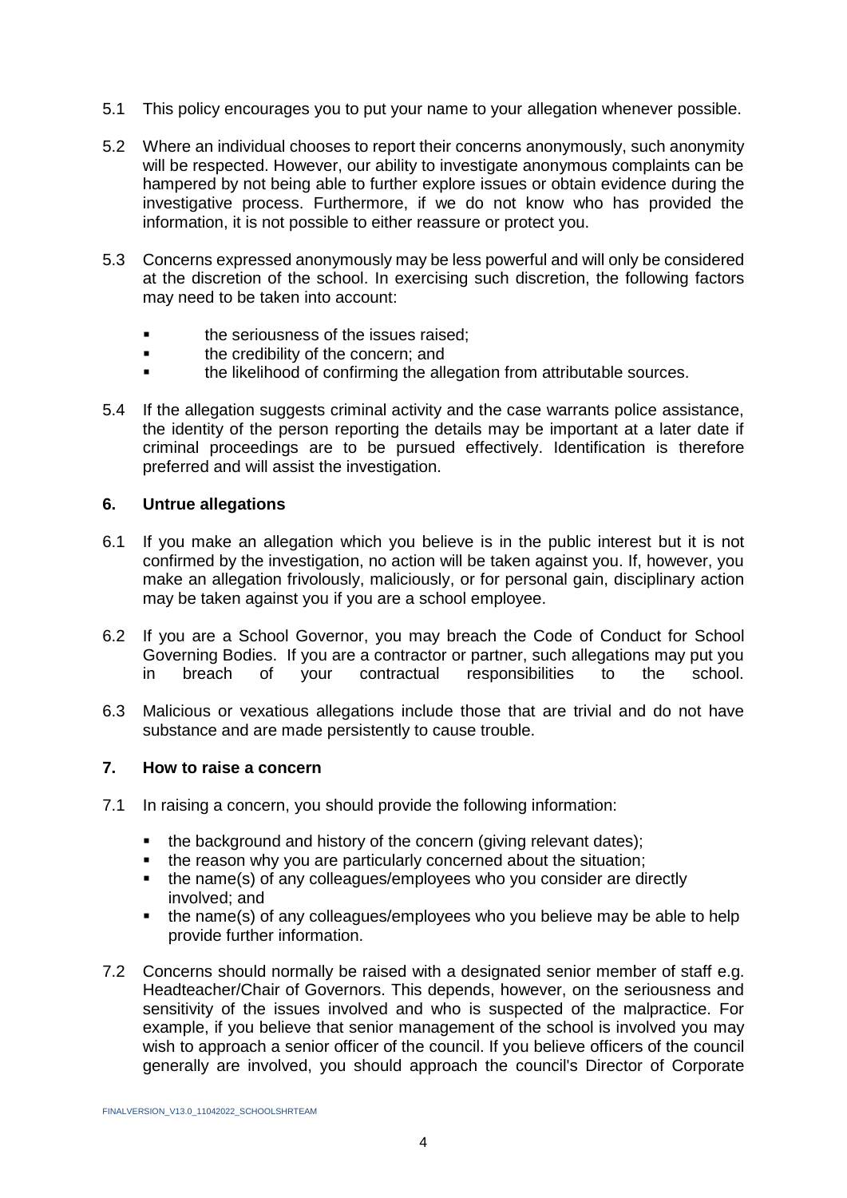5.1 This policy encourages you to put your name to your allegation whenever possible.

5.2 Where an individual chooses to report their concerns anonymously, such anonymity will be respected. However, our ability to investigate anonymous complaints can be hampered by not being able to further explore issues or obtain evidence during the investigative process. Furthermore, if we do not know who has provided the information, it is not possible to either reassure or protect you.

5.3 Concerns expressed anonymously may be less powerful and will only be considered at the discretion of the school. In exercising such discretion, the following factors may need to be taken into account:

- the seriousness of the issues raised;
- the credibility of the concern; and
- the likelihood of confirming the allegation from attributable sources.

5.4 If the allegation suggests criminal activity and the case warrants police assistance, the identity of the person reporting the details may be important at a later date if criminal proceedings are to be pursued effectively. Identification is therefore preferred and will assist the investigation.

## 6. Untrue allegations

6.1 If you make an allegation which you believe is in the public interest but it is not confirmed by the investigation, no action will be taken against you. If, however, you make an allegation frivolously, maliciously, or for personal gain, disciplinary action may be taken against you if you are a school employee.

6.2 If you are a School Governor, you may breach the Code of Conduct for School Governing Bodies. If you are a contractor or partner, such allegations may put you in breach of your contractual responsibilities to the school.

6.3 Malicious or vexatious allegations include those that are trivial and do not have substance and are made persistently to cause trouble.

## 7. How to raise a concern

7.1 In raising a concern, you should provide the following information:

- the background and history of the concern (giving relevant dates);
- the reason why you are particularly concerned about the situation;
- the name(s) of any colleagues/employees who you consider are directly involved; and
- the name(s) of any colleagues/employees who you believe may be able to help provide further information.

7.2 Concerns should normally be raised with a designated senior member of staff e.g. Headteacher/Chair of Governors. This depends, however, on the seriousness and sensitivity of the issues involved and who is suspected of the malpractice. For example, if you believe that senior management of the school is involved you may wish to approach a senior officer of the council. If you believe officers of the council generally are involved, you should approach the council's Director of Corporate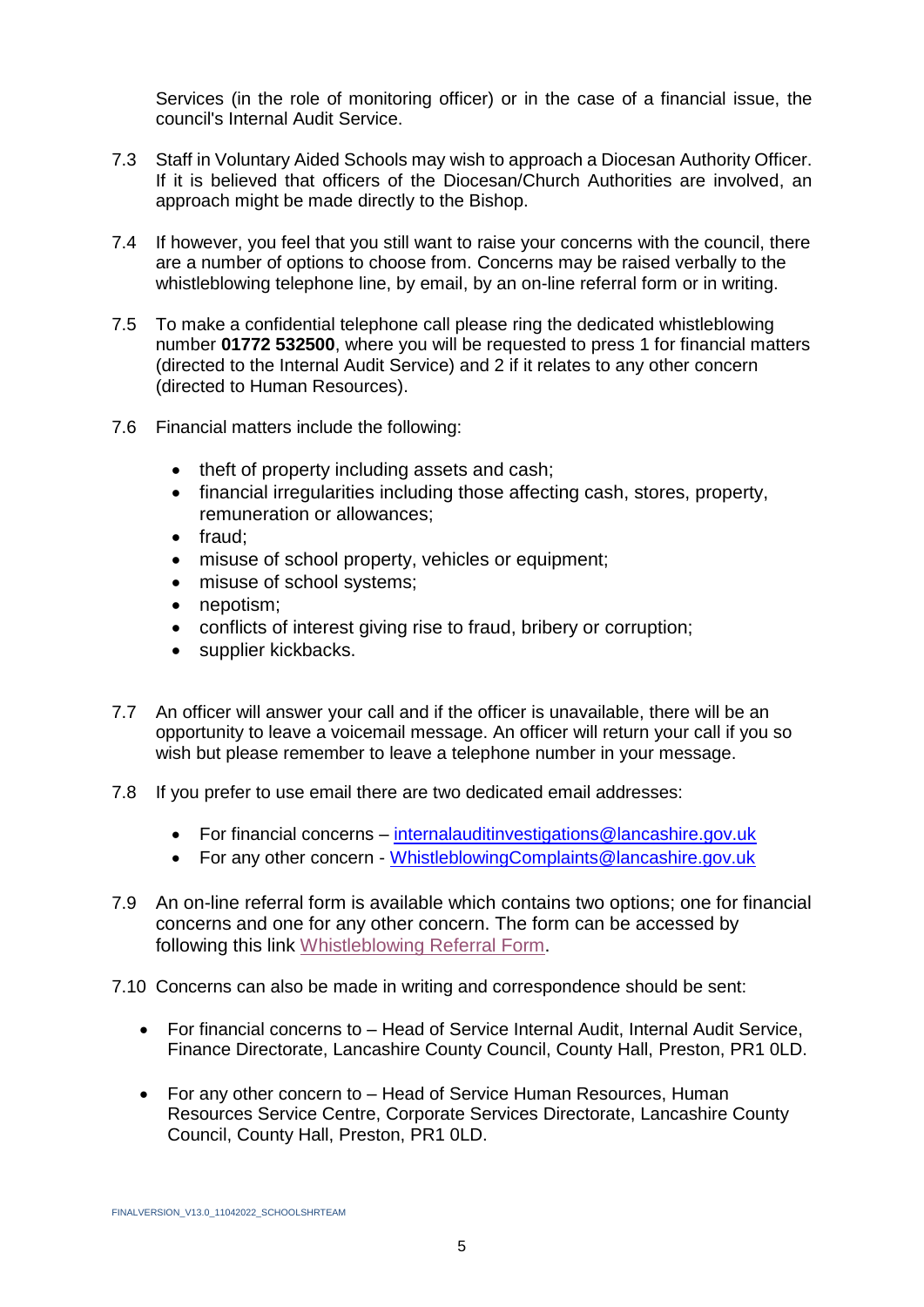Services (in the role of monitoring officer) or in the case of a financial issue, the council's Internal Audit Service.

7.3 Staff in Voluntary Aided Schools may wish to approach a Diocesan Authority Officer. If it is believed that officers of the Diocesan/Church Authorities are involved, an approach might be made directly to the Bishop.

7.4 If however, you feel that you still want to raise your concerns with the council, there are a number of options to choose from. Concerns may be raised verbally to the whistleblowing telephone line, by email, by an on-line referral form or in writing.

7.5 To make a confidential telephone call please ring the dedicated whistleblowing number **01772 532500**, where you will be requested to press 1 for financial matters (directed to the Internal Audit Service) and 2 if it relates to any other concern (directed to Human Resources).

7.6 Financial matters include the following:

- theft of property including assets and cash;
- financial irregularities including those affecting cash, stores, property, remuneration or allowances;
- fraud;
- misuse of school property, vehicles or equipment;
- misuse of school systems;
- nepotism;
- conflicts of interest giving rise to fraud, bribery or corruption;
- supplier kickbacks.

7.7 An officer will answer your call and if the officer is unavailable, there will be an opportunity to leave a voicemail message. An officer will return your call if you so wish but please remember to leave a telephone number in your message.

7.8 If you prefer to use email there are two dedicated email addresses:

- For financial concerns – internalauditinvestigations@lancashire.gov.uk
- For any other concern - WhistleblowingComplaints@lancashire.gov.uk

7.9 An on-line referral form is available which contains two options; one for financial concerns and one for any other concern. The form can be accessed by following this link Whistleblowing Referral Form.

7.10 Concerns can also be made in writing and correspondence should be sent:

- For financial concerns to – Head of Service Internal Audit, Internal Audit Service, Finance Directorate, Lancashire County Council, County Hall, Preston, PR1 0LD.

- For any other concern to – Head of Service Human Resources, Human Resources Service Centre, Corporate Services Directorate, Lancashire County Council, County Hall, Preston, PR1 0LD.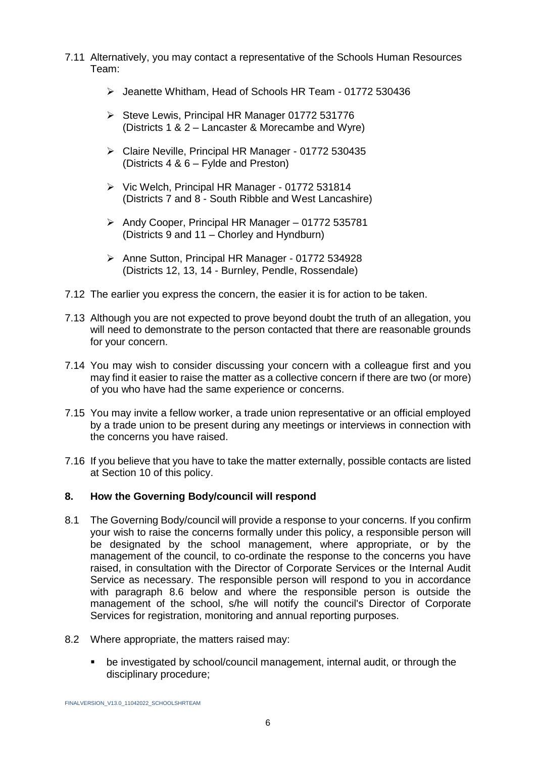7.11 Alternatively, you may contact a representative of the Schools Human Resources Team:

- Jeanette Whitham, Head of Schools HR Team - 01772 530436
- Steve Lewis, Principal HR Manager 01772 531776 (Districts 1 & 2 – Lancaster & Morecambe and Wyre)
- Claire Neville, Principal HR Manager - 01772 530435 (Districts 4 & 6 – Fylde and Preston)
- Vic Welch, Principal HR Manager - 01772 531814 (Districts 7 and 8 - South Ribble and West Lancashire)
- Andy Cooper, Principal HR Manager – 01772 535781 (Districts 9 and 11 – Chorley and Hyndburn)
- Anne Sutton, Principal HR Manager - 01772 534928 (Districts 12, 13, 14 - Burnley, Pendle, Rossendale)

7.12 The earlier you express the concern, the easier it is for action to be taken.

7.13 Although you are not expected to prove beyond doubt the truth of an allegation, you will need to demonstrate to the person contacted that there are reasonable grounds for your concern.

7.14 You may wish to consider discussing your concern with a colleague first and you may find it easier to raise the matter as a collective concern if there are two (or more) of you who have had the same experience or concerns.

7.15 You may invite a fellow worker, a trade union representative or an official employed by a trade union to be present during any meetings or interviews in connection with the concerns you have raised.

7.16 If you believe that you have to take the matter externally, possible contacts are listed at Section 10 of this policy.

## 8. How the Governing Body/council will respond

8.1 The Governing Body/council will provide a response to your concerns. If you confirm your wish to raise the concerns formally under this policy, a responsible person will be designated by the school management, where appropriate, or by the management of the council, to co-ordinate the response to the concerns you have raised, in consultation with the Director of Corporate Services or the Internal Audit Service as necessary. The responsible person will respond to you in accordance with paragraph 8.6 below and where the responsible person is outside the management of the school, s/he will notify the council's Director of Corporate Services for registration, monitoring and annual reporting purposes.

8.2 Where appropriate, the matters raised may:

- be investigated by school/council management, internal audit, or through the disciplinary procedure;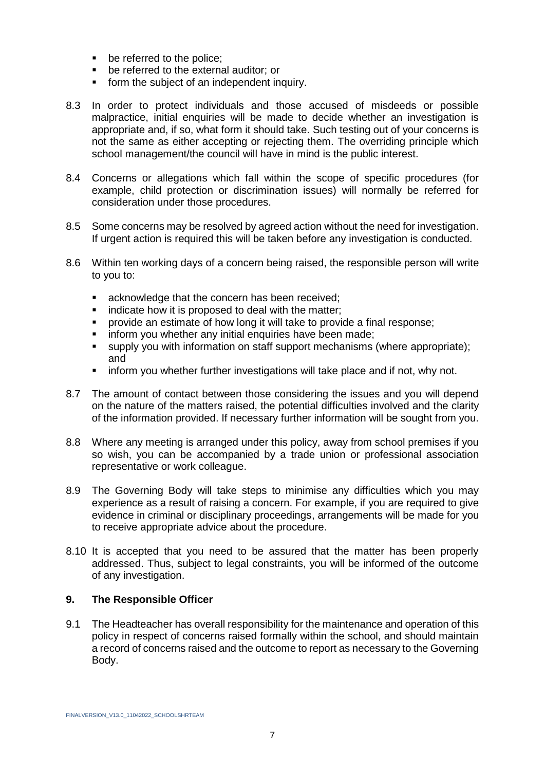- be referred to the police;
- be referred to the external auditor; or
- form the subject of an independent inquiry.

8.3 In order to protect individuals and those accused of misdeeds or possible malpractice, initial enquiries will be made to decide whether an investigation is appropriate and, if so, what form it should take. Such testing out of your concerns is not the same as either accepting or rejecting them. The overriding principle which school management/the council will have in mind is the public interest.

8.4 Concerns or allegations which fall within the scope of specific procedures (for example, child protection or discrimination issues) will normally be referred for consideration under those procedures.

8.5 Some concerns may be resolved by agreed action without the need for investigation. If urgent action is required this will be taken before any investigation is conducted.

8.6 Within ten working days of a concern being raised, the responsible person will write to you to:

- acknowledge that the concern has been received;
- indicate how it is proposed to deal with the matter;
- provide an estimate of how long it will take to provide a final response;
- inform you whether any initial enquiries have been made;
- supply you with information on staff support mechanisms (where appropriate); and
- inform you whether further investigations will take place and if not, why not.

8.7 The amount of contact between those considering the issues and you will depend on the nature of the matters raised, the potential difficulties involved and the clarity of the information provided. If necessary further information will be sought from you.

8.8 Where any meeting is arranged under this policy, away from school premises if you so wish, you can be accompanied by a trade union or professional association representative or work colleague.

8.9 The Governing Body will take steps to minimise any difficulties which you may experience as a result of raising a concern. For example, if you are required to give evidence in criminal or disciplinary proceedings, arrangements will be made for you to receive appropriate advice about the procedure.

8.10 It is accepted that you need to be assured that the matter has been properly addressed. Thus, subject to legal constraints, you will be informed of the outcome of any investigation.

## 9. The Responsible Officer

9.1 The Headteacher has overall responsibility for the maintenance and operation of this policy in respect of concerns raised formally within the school, and should maintain a record of concerns raised and the outcome to report as necessary to the Governing Body.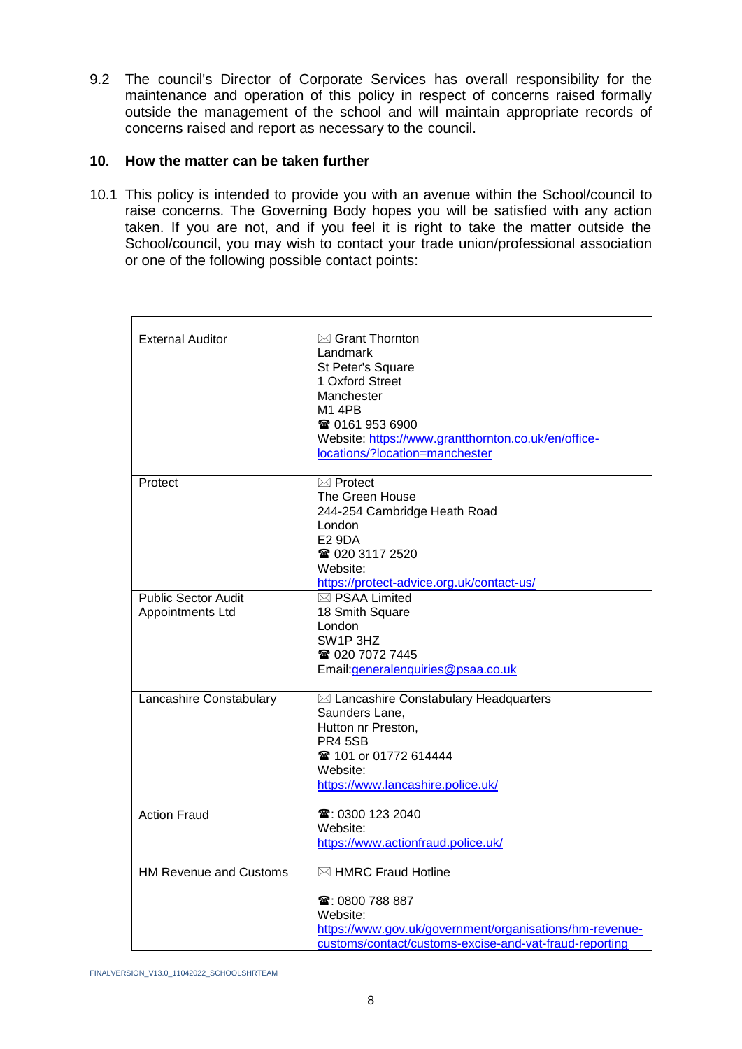9.2 The council's Director of Corporate Services has overall responsibility for the maintenance and operation of this policy in respect of concerns raised formally outside the management of the school and will maintain appropriate records of concerns raised and report as necessary to the council.

## 10. How the matter can be taken further

10.1 This policy is intended to provide you with an avenue within the School/council to raise concerns. The Governing Body hopes you will be satisfied with any action taken. If you are not, and if you feel it is right to take the matter outside the School/council, you may wish to contact your trade union/professional association or one of the following possible contact points:

| | |
|---|---|
| External Auditor | ✉ Grant Thornton<br>Landmark<br>St Peter's Square<br>1 Oxford Street<br>Manchester<br>M1 4PB<br>☎ 0161 953 6900<br>Website: https://www.grantthornton.co.uk/en/office-locations/?location=manchester |
| Protect | ✉ Protect<br>The Green House<br>244-254 Cambridge Heath Road<br>London<br>E2 9DA<br>☎ 020 3117 2520<br>Website:<br>https://protect-advice.org.uk/contact-us/ |
| Public Sector Audit Appointments Ltd | ✉ PSAA Limited<br>18 Smith Square<br>London<br>SW1P 3HZ<br>☎ 020 7072 7445<br>Email:generalenquiries@psaa.co.uk |
| Lancashire Constabulary | ✉ Lancashire Constabulary Headquarters<br>Saunders Lane,<br>Hutton nr Preston,<br>PR4 5SB<br>☎ 101 or 01772 614444<br>Website:<br>https://www.lancashire.police.uk/ |
| Action Fraud | ☎: 0300 123 2040<br>Website:<br>https://www.actionfraud.police.uk/ |
| HM Revenue and Customs | ✉ HMRC Fraud Hotline<br><br>☎: 0800 788 887<br>Website:<br>https://www.gov.uk/government/organisations/hm-revenue-customs/contact/customs-excise-and-vat-fraud-reporting |

FINALVERSION_V13.0_11042022_SCHOOLSHRTEAM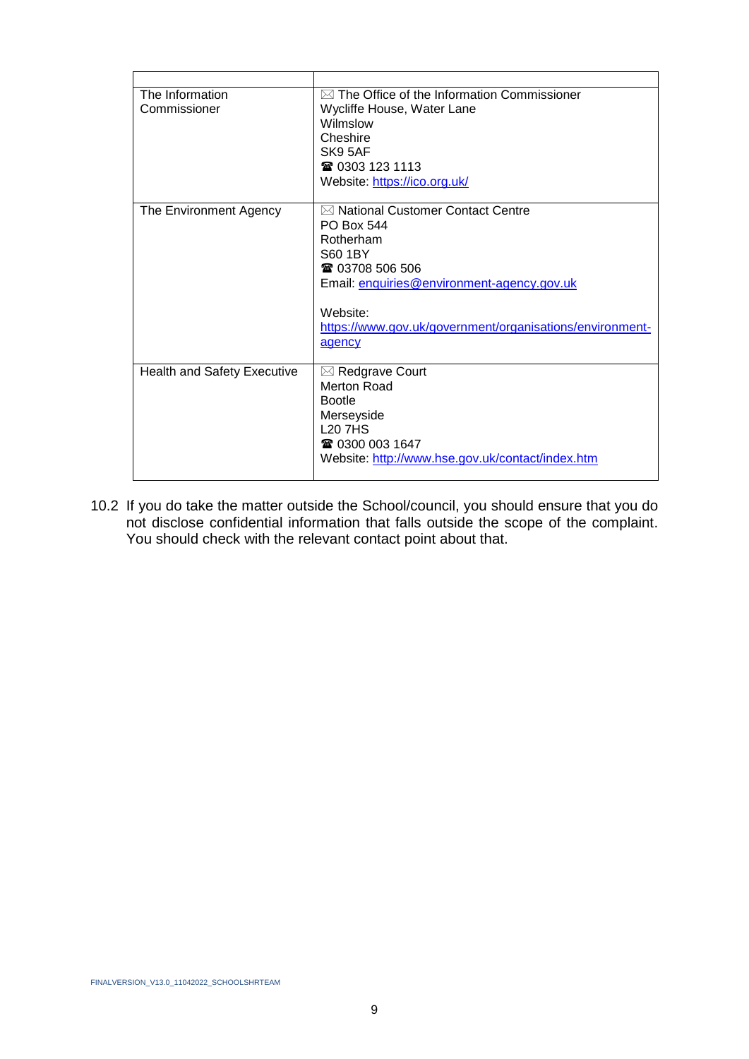| | |
|---|---|
| The Information Commissioner | ✉ The Office of the Information Commissioner<br>Wycliffe House, Water Lane<br>Wilmslow<br>Cheshire<br>SK9 5AF<br>☎ 0303 123 1113<br>Website: https://ico.org.uk/ |
| The Environment Agency | ✉ National Customer Contact Centre<br>PO Box 544<br>Rotherham<br>S60 1BY<br>☎ 03708 506 506<br>Email: enquiries@environment-agency.gov.uk<br><br>Website:<br>https://www.gov.uk/government/organisations/environment-agency |
| Health and Safety Executive | ✉ Redgrave Court<br>Merton Road<br>Bootle<br>Merseyside<br>L20 7HS<br>☎ 0300 003 1647<br>Website: http://www.hse.gov.uk/contact/index.htm |

10.2 If you do take the matter outside the School/council, you should ensure that you do not disclose confidential information that falls outside the scope of the complaint. You should check with the relevant contact point about that.

FINALVERSION_V13.0_11042022_SCHOOLSHRTEAM